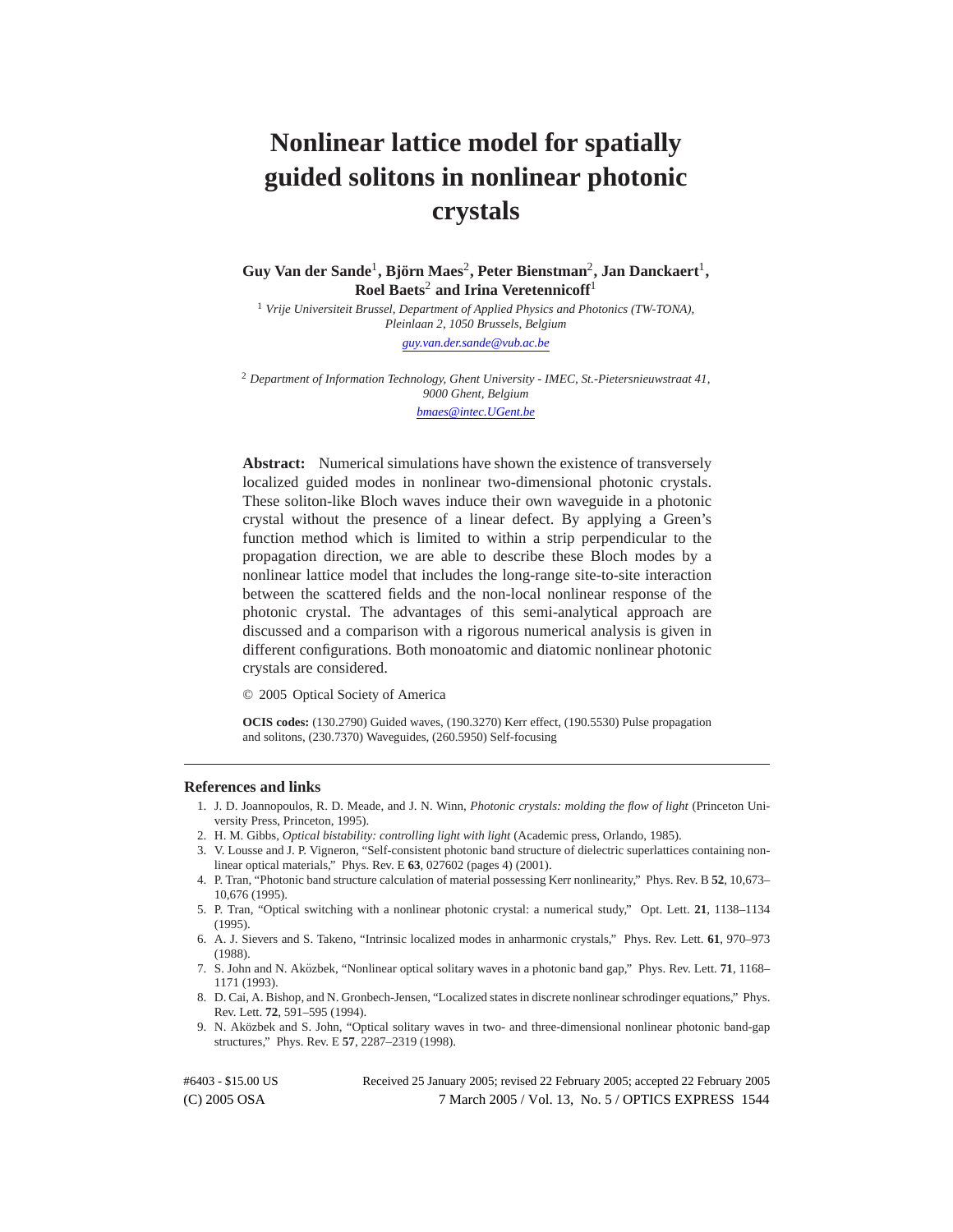# Nonlinear lattice model for spatially guided solitons in nonlinear photonic crystals

**Guy Van der Sande[1], Björn Maes[2], Peter Bienstman[2], Jan Danckaert[1], Roel Baets[2] and Irina Veretennicoff[1]**

[1] *Vrije Universiteit Brussel, Department of Applied Physics and Photonics (TW-TONA), Pleinlaan 2, 1050 Brussels, Belgium*

*guy.van.der.sande@vub.ac.be*

[2] *Department of Information Technology, Ghent University - IMEC, St.-Pietersnieuwstraat 41, 9000 Ghent, Belgium*

*bmaes@intec.UGent.be*

**Abstract:** Numerical simulations have shown the existence of transversely localized guided modes in nonlinear two-dimensional photonic crystals. These soliton-like Bloch waves induce their own waveguide in a photonic crystal without the presence of a linear defect. By applying a Green's function method which is limited to within a strip perpendicular to the propagation direction, we are able to describe these Bloch modes by a nonlinear lattice model that includes the long-range site-to-site interaction between the scattered fields and the non-local nonlinear response of the photonic crystal. The advantages of this semi-analytical approach are discussed and a comparison with a rigorous numerical analysis is given in different configurations. Both monoatomic and diatomic nonlinear photonic crystals are considered.

© 2005 Optical Society of America

**OCIS codes:** (130.2790) Guided waves, (190.3270) Kerr effect, (190.5530) Pulse propagation and solitons, (230.7370) Waveguides, (260.5950) Self-focusing

---

## References and links

1. J. D. Joannopoulos, R. D. Meade, and J. N. Winn, *Photonic crystals: molding the flow of light* (Princeton University Press, Princeton, 1995).
2. H. M. Gibbs, *Optical bistability: controlling light with light* (Academic press, Orlando, 1985).
3. V. Lousse and J. P. Vigneron, "Self-consistent photonic band structure of dielectric superlattices containing nonlinear optical materials," Phys. Rev. E **63**, 027602 (pages 4) (2001).
4. P. Tran, "Photonic band structure calculation of material possessing Kerr nonlinearity," Phys. Rev. B **52**, 10,673–10,676 (1995).
5. P. Tran, "Optical switching with a nonlinear photonic crystal: a numerical study," Opt. Lett. **21**, 1138–1134 (1995).
6. A. J. Sievers and S. Takeno, "Intrinsic localized modes in anharmonic crystals," Phys. Rev. Lett. **61**, 970–973 (1988).
7. S. John and N. Aközbek, "Nonlinear optical solitary waves in a photonic band gap," Phys. Rev. Lett. **71**, 1168–1171 (1993).
8. D. Cai, A. Bishop, and N. Gronbech-Jensen, "Localized states in discrete nonlinear schrodinger equations," Phys. Rev. Lett. **72**, 591–595 (1994).
9. N. Aközbek and S. John, "Optical solitary waves in two- and three-dimensional nonlinear photonic band-gap structures," Phys. Rev. E **57**, 2287–2319 (1998).

#6403 - $15.00 US | Received 25 January 2005; revised 22 February 2005; accepted 22 February 2005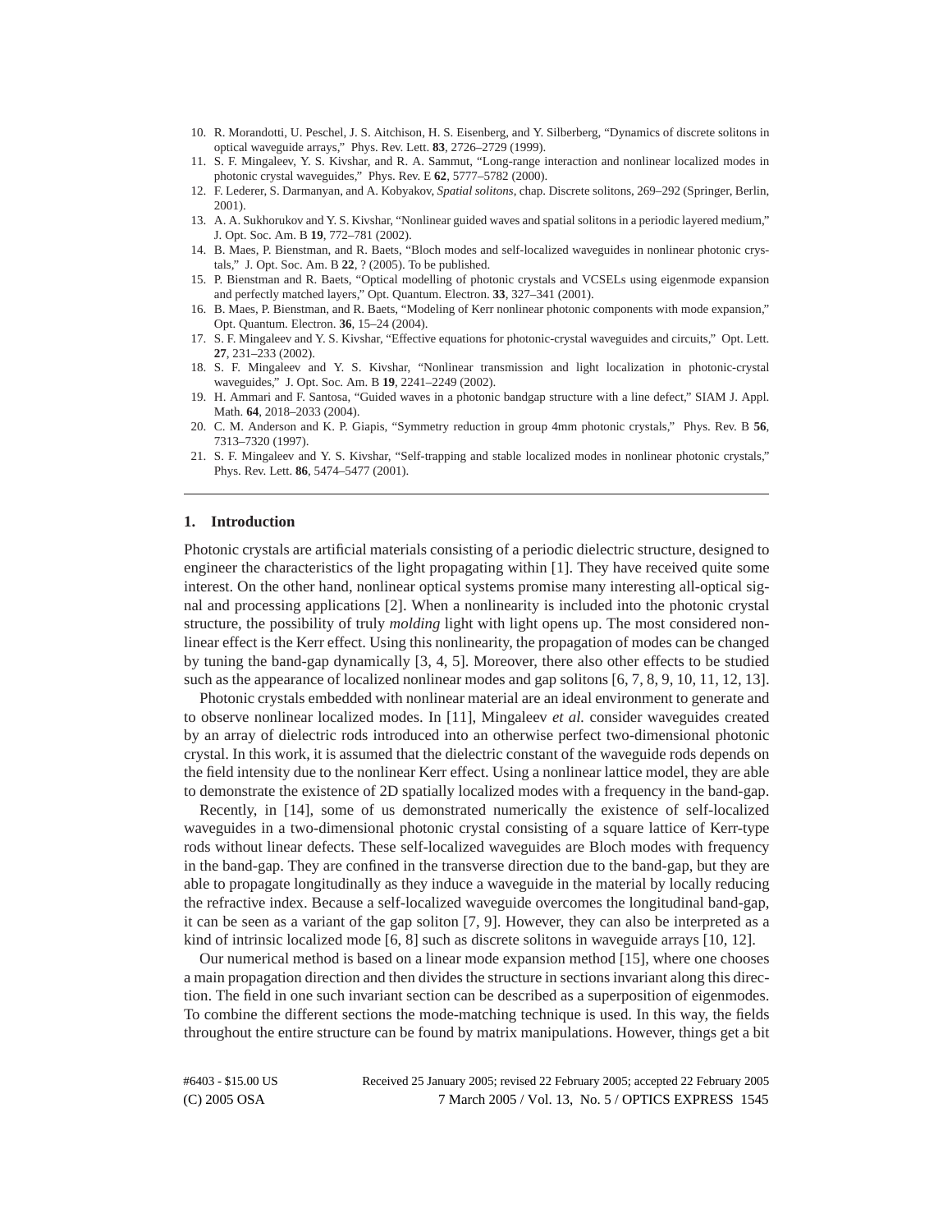10. R. Morandotti, U. Peschel, J. S. Aitchison, H. S. Eisenberg, and Y. Silberberg, "Dynamics of discrete solitons in optical waveguide arrays," Phys. Rev. Lett. **83**, 2726–2729 (1999).
11. S. F. Mingaleev, Y. S. Kivshar, and R. A. Sammut, "Long-range interaction and nonlinear localized modes in photonic crystal waveguides," Phys. Rev. E **62**, 5777–5782 (2000).
12. F. Lederer, S. Darmanyan, and A. Kobyakov, *Spatial solitons*, chap. Discrete solitons, 269–292 (Springer, Berlin, 2001).
13. A. A. Sukhorukov and Y. S. Kivshar, "Nonlinear guided waves and spatial solitons in a periodic layered medium," J. Opt. Soc. Am. B **19**, 772–781 (2002).
14. B. Maes, P. Bienstman, and R. Baets, "Bloch modes and self-localized waveguides in nonlinear photonic crystals," J. Opt. Soc. Am. B **22**, ? (2005). To be published.
15. P. Bienstman and R. Baets, "Optical modelling of photonic crystals and VCSELs using eigenmode expansion and perfectly matched layers," Opt. Quantum. Electron. **33**, 327–341 (2001).
16. B. Maes, P. Bienstman, and R. Baets, "Modeling of Kerr nonlinear photonic components with mode expansion," Opt. Quantum. Electron. **36**, 15–24 (2004).
17. S. F. Mingaleev and Y. S. Kivshar, "Effective equations for photonic-crystal waveguides and circuits," Opt. Lett. **27**, 231–233 (2002).
18. S. F. Mingaleev and Y. S. Kivshar, "Nonlinear transmission and light localization in photonic-crystal waveguides," J. Opt. Soc. Am. B **19**, 2241–2249 (2002).
19. H. Ammari and F. Santosa, "Guided waves in a photonic bandgap structure with a line defect," SIAM J. Appl. Math. **64**, 2018–2033 (2004).
20. C. M. Anderson and K. P. Giapis, "Symmetry reduction in group 4mm photonic crystals," Phys. Rev. B **56**, 7313–7320 (1997).
21. S. F. Mingaleev and Y. S. Kivshar, "Self-trapping and stable localized modes in nonlinear photonic crystals," Phys. Rev. Lett. **86**, 5474–5477 (2001).

---

## 1. Introduction

Photonic crystals are artificial materials consisting of a periodic dielectric structure, designed to engineer the characteristics of the light propagating within [1]. They have received quite some interest. On the other hand, nonlinear optical systems promise many interesting all-optical signal and processing applications [2]. When a nonlinearity is included into the photonic crystal structure, the possibility of truly *molding* light with light opens up. The most considered nonlinear effect is the Kerr effect. Using this nonlinearity, the propagation of modes can be changed by tuning the band-gap dynamically [3, 4, 5]. Moreover, there also other effects to be studied such as the appearance of localized nonlinear modes and gap solitons [6, 7, 8, 9, 10, 11, 12, 13].

Photonic crystals embedded with nonlinear material are an ideal environment to generate and to observe nonlinear localized modes. In [11], Mingaleev *et al.* consider waveguides created by an array of dielectric rods introduced into an otherwise perfect two-dimensional photonic crystal. In this work, it is assumed that the dielectric constant of the waveguide rods depends on the field intensity due to the nonlinear Kerr effect. Using a nonlinear lattice model, they are able to demonstrate the existence of 2D spatially localized modes with a frequency in the band-gap.

Recently, in [14], some of us demonstrated numerically the existence of self-localized waveguides in a two-dimensional photonic crystal consisting of a square lattice of Kerr-type rods without linear defects. These self-localized waveguides are Bloch modes with frequency in the band-gap. They are confined in the transverse direction due to the band-gap, but they are able to propagate longitudinally as they induce a waveguide in the material by locally reducing the refractive index. Because a self-localized waveguide overcomes the longitudinal band-gap, it can be seen as a variant of the gap soliton [7, 9]. However, they can also be interpreted as a kind of intrinsic localized mode [6, 8] such as discrete solitons in waveguide arrays [10, 12].

Our numerical method is based on a linear mode expansion method [15], where one chooses a main propagation direction and then divides the structure in sections invariant along this direction. The field in one such invariant section can be described as a superposition of eigenmodes. To combine the different sections the mode-matching technique is used. In this way, the fields throughout the entire structure can be found by matrix manipulations. However, things get a bit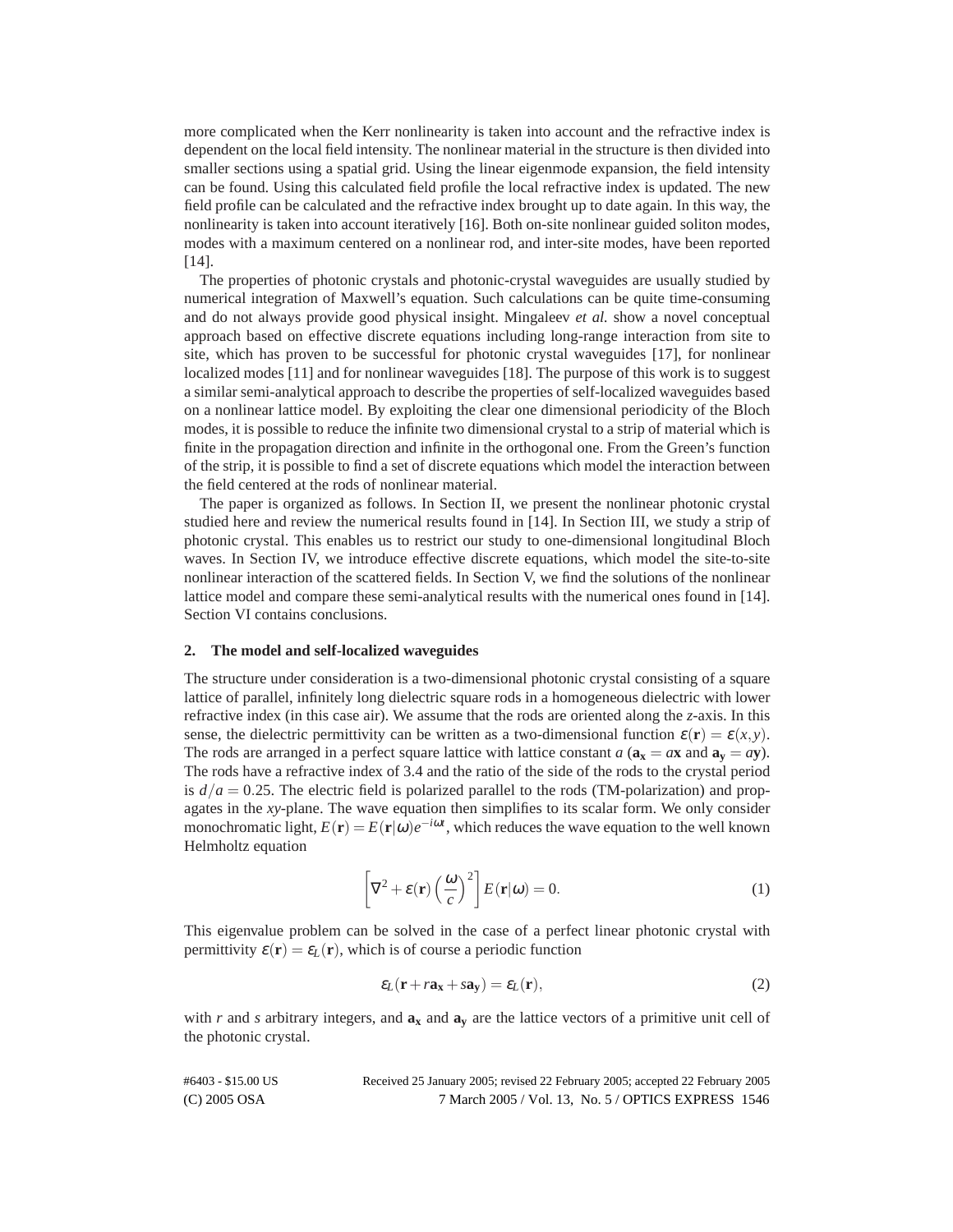more complicated when the Kerr nonlinearity is taken into account and the refractive index is dependent on the local field intensity. The nonlinear material in the structure is then divided into smaller sections using a spatial grid. Using the linear eigenmode expansion, the field intensity can be found. Using this calculated field profile the local refractive index is updated. The new field profile can be calculated and the refractive index brought up to date again. In this way, the nonlinearity is taken into account iteratively [16]. Both on-site nonlinear guided soliton modes, modes with a maximum centered on a nonlinear rod, and inter-site modes, have been reported [14].

The properties of photonic crystals and photonic-crystal waveguides are usually studied by numerical integration of Maxwell's equation. Such calculations can be quite time-consuming and do not always provide good physical insight. Mingaleev *et al.* show a novel conceptual approach based on effective discrete equations including long-range interaction from site to site, which has proven to be successful for photonic crystal waveguides [17], for nonlinear localized modes [11] and for nonlinear waveguides [18]. The purpose of this work is to suggest a similar semi-analytical approach to describe the properties of self-localized waveguides based on a nonlinear lattice model. By exploiting the clear one dimensional periodicity of the Bloch modes, it is possible to reduce the infinite two dimensional crystal to a strip of material which is finite in the propagation direction and infinite in the orthogonal one. From the Green's function of the strip, it is possible to find a set of discrete equations which model the interaction between the field centered at the rods of nonlinear material.

The paper is organized as follows. In Section II, we present the nonlinear photonic crystal studied here and review the numerical results found in [14]. In Section III, we study a strip of photonic crystal. This enables us to restrict our study to one-dimensional longitudinal Bloch waves. In Section IV, we introduce effective discrete equations, which model the site-to-site nonlinear interaction of the scattered fields. In Section V, we find the solutions of the nonlinear lattice model and compare these semi-analytical results with the numerical ones found in [14]. Section VI contains conclusions.

## 2. The model and self-localized waveguides

The structure under consideration is a two-dimensional photonic crystal consisting of a square lattice of parallel, infinitely long dielectric square rods in a homogeneous dielectric with lower refractive index (in this case air). We assume that the rods are oriented along the *z*-axis. In this sense, the dielectric permittivity can be written as a two-dimensional function $\varepsilon(\mathbf{r}) = \varepsilon(x,y)$. The rods are arranged in a perfect square lattice with lattice constant $a$ ($\mathbf{a_x} = a\mathbf{x}$ and $\mathbf{a_y} = a\mathbf{y}$). The rods have a refractive index of 3.4 and the ratio of the side of the rods to the crystal period is $d/a = 0.25$. The electric field is polarized parallel to the rods (TM-polarization) and propagates in the *xy*-plane. The wave equation then simplifies to its scalar form. We only consider monochromatic light, $E(\mathbf{r}) = E(\mathbf{r}|\omega)e^{-i\omega t}$, which reduces the wave equation to the well known Helmholtz equation

$$\left[\nabla^2 + \varepsilon(\mathbf{r})\left(\frac{\omega}{c}\right)^2\right]E(\mathbf{r}|\omega) = 0. \tag{1}$$

This eigenvalue problem can be solved in the case of a perfect linear photonic crystal with permittivity $\varepsilon(\mathbf{r}) = \varepsilon_L(\mathbf{r})$, which is of course a periodic function

$$\varepsilon_L(\mathbf{r} + r\mathbf{a_x} + s\mathbf{a_y}) = \varepsilon_L(\mathbf{r}), \tag{2}$$

with $r$ and $s$ arbitrary integers, and $\mathbf{a_x}$ and $\mathbf{a_y}$ are the lattice vectors of a primitive unit cell of the photonic crystal.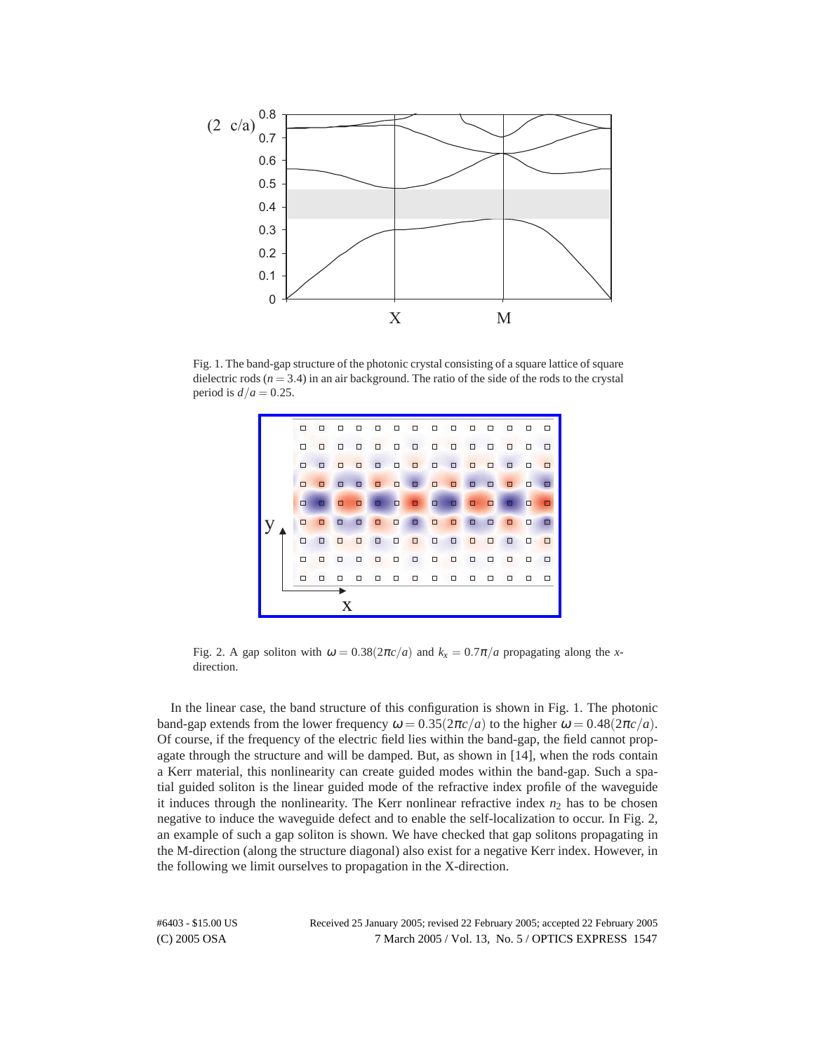Fig. 1. The band-gap structure of the photonic crystal consisting of a square lattice of square dielectric rods ($n = 3.4$) in an air background. The ratio of the side of the rods to the crystal period is $d/a = 0.25$.

Fig. 2. A gap soliton with $\omega = 0.38(2\pi c/a)$ and $k_x = 0.7\pi/a$ propagating along the $x$-direction.

In the linear case, the band structure of this configuration is shown in Fig. 1. The photonic band-gap extends from the lower frequency $\omega = 0.35(2\pi c/a)$ to the higher $\omega = 0.48(2\pi c/a)$. Of course, if the frequency of the electric field lies within the band-gap, the field cannot propagate through the structure and will be damped. But, as shown in [14], when the rods contain a Kerr material, this nonlinearity can create guided modes within the band-gap. Such a spatial guided soliton is the linear guided mode of the refractive index profile of the waveguide it induces through the nonlinearity. The Kerr nonlinear refractive index $n_2$ has to be chosen negative to induce the waveguide defect and to enable the self-localization to occur. In Fig. 2, an example of such a gap soliton is shown. We have checked that gap solitons propagating in the M-direction (along the structure diagonal) also exist for a negative Kerr index. However, in the following we limit ourselves to propagation in the X-direction.

#6403 - $15.00 US
(C) 2005 OSA

Received 25 January 2005; revised 22 February 2005; accepted 22 February 2005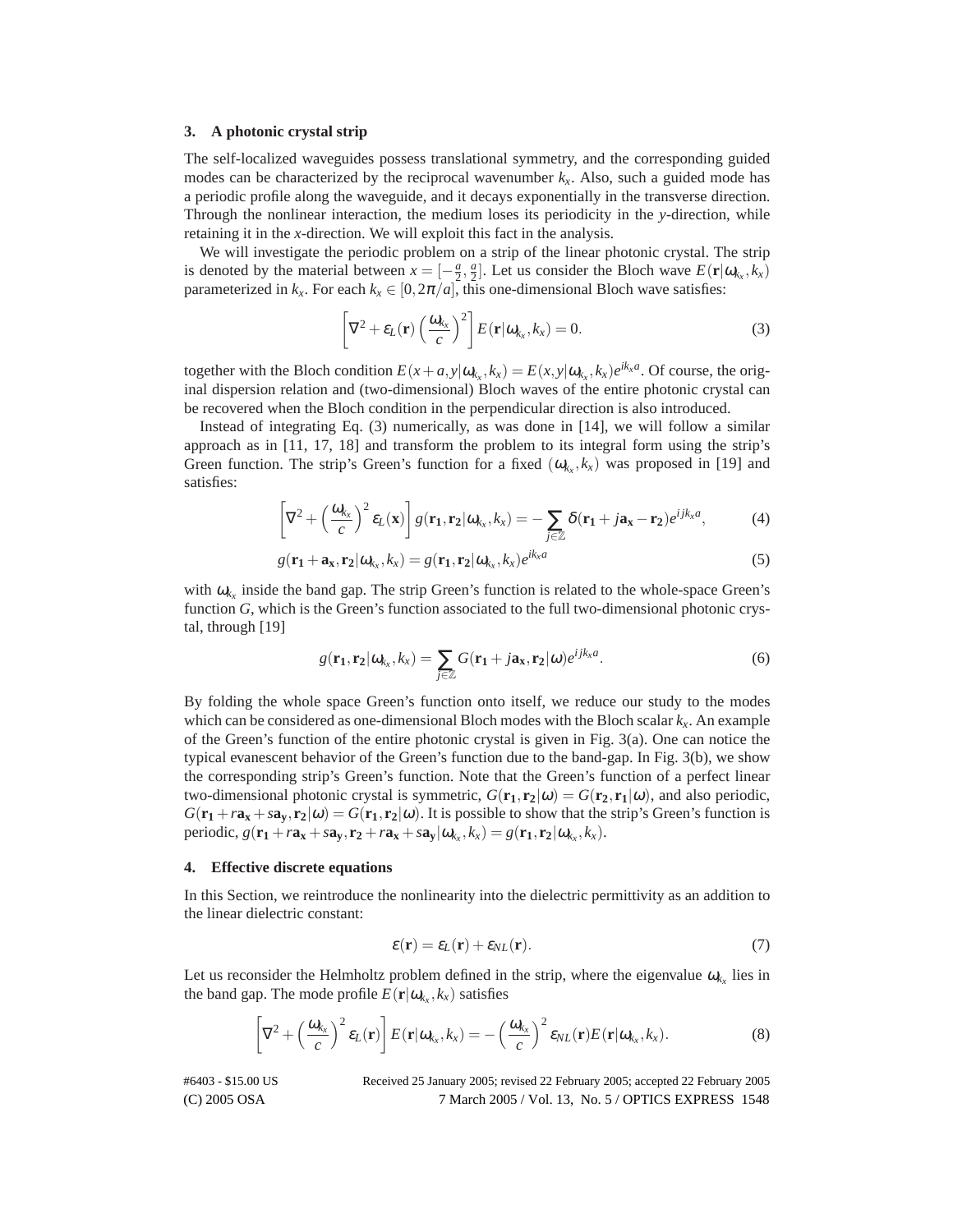## 3. A photonic crystal strip

The self-localized waveguides possess translational symmetry, and the corresponding guided modes can be characterized by the reciprocal wavenumber $k_x$. Also, such a guided mode has a periodic profile along the waveguide, and it decays exponentially in the transverse direction. Through the nonlinear interaction, the medium loses its periodicity in the $y$-direction, while retaining it in the $x$-direction. We will exploit this fact in the analysis.

We will investigate the periodic problem on a strip of the linear photonic crystal. The strip is denoted by the material between $x = [-\frac{a}{2}, \frac{a}{2}]$. Let us consider the Bloch wave $E(\mathbf{r}|\omega_{k_x}, k_x)$ parameterized in $k_x$. For each $k_x \in [0, 2\pi/a]$, this one-dimensional Bloch wave satisfies:

$$\left[\nabla^2 + \varepsilon_L(\mathbf{r})\left(\frac{\omega_{k_x}}{c}\right)^2\right] E(\mathbf{r}|\omega_{k_x}, k_x) = 0. \tag{3}$$

together with the Bloch condition $E(x+a, y|\omega_{k_x}, k_x) = E(x, y|\omega_{k_x}, k_x)e^{ik_x a}$. Of course, the original dispersion relation and (two-dimensional) Bloch waves of the entire photonic crystal can be recovered when the Bloch condition in the perpendicular direction is also introduced.

Instead of integrating Eq. (3) numerically, as was done in [14], we will follow a similar approach as in [11, 17, 18] and transform the problem to its integral form using the strip's Green function. The strip's Green function for a fixed $(\omega_{k_x}, k_x)$ was proposed in [19] and satisfies:

$$\left[\nabla^2 + \left(\frac{\omega_{k_x}}{c}\right)^2 \varepsilon_L(\mathbf{x})\right] g(\mathbf{r_1}, \mathbf{r_2}|\omega_{k_x}, k_x) = -\sum_{j\in\mathbb{Z}} \delta(\mathbf{r_1} + j\mathbf{a_x} - \mathbf{r_2})e^{ijk_x a}, \tag{4}$$

$$g(\mathbf{r_1} + \mathbf{a_x}, \mathbf{r_2}|\omega_{k_x}, k_x) = g(\mathbf{r_1}, \mathbf{r_2}|\omega_{k_x}, k_x)e^{ik_x a} \tag{5}$$

with $\omega_{k_x}$ inside the band gap. The strip Green's function is related to the whole-space Green's function $G$, which is the Green's function associated to the full two-dimensional photonic crystal, through [19]

$$g(\mathbf{r_1}, \mathbf{r_2}|\omega_{k_x}, k_x) = \sum_{j\in\mathbb{Z}} G(\mathbf{r_1} + j\mathbf{a_x}, \mathbf{r_2}|\omega)e^{ijk_x a}. \tag{6}$$

By folding the whole space Green's function onto itself, we reduce our study to the modes which can be considered as one-dimensional Bloch modes with the Bloch scalar $k_x$. An example of the Green's function of the entire photonic crystal is given in Fig. 3(a). One can notice the typical evanescent behavior of the Green's function due to the band-gap. In Fig. 3(b), we show the corresponding strip's Green's function. Note that the Green's function of a perfect linear two-dimensional photonic crystal is symmetric, $G(\mathbf{r_1}, \mathbf{r_2}|\omega) = G(\mathbf{r_2}, \mathbf{r_1}|\omega)$, and also periodic, $G(\mathbf{r_1} + r\mathbf{a_x} + s\mathbf{a_y}, \mathbf{r_2}|\omega) = G(\mathbf{r_1}, \mathbf{r_2}|\omega)$. It is possible to show that the strip's Green's function is periodic, $g(\mathbf{r_1} + r\mathbf{a_x} + s\mathbf{a_y}, \mathbf{r_2} + r\mathbf{a_x} + s\mathbf{a_y}|\omega_{k_x}, k_x) = g(\mathbf{r_1}, \mathbf{r_2}|\omega_{k_x}, k_x)$.

## 4. Effective discrete equations

In this Section, we reintroduce the nonlinearity into the dielectric permittivity as an addition to the linear dielectric constant:

$$\varepsilon(\mathbf{r}) = \varepsilon_L(\mathbf{r}) + \varepsilon_{NL}(\mathbf{r}). \tag{7}$$

Let us reconsider the Helmholtz problem defined in the strip, where the eigenvalue $\omega_{k_x}$ lies in the band gap. The mode profile $E(\mathbf{r}|\omega_{k_x}, k_x)$ satisfies

$$\left[\nabla^2 + \left(\frac{\omega_{k_x}}{c}\right)^2 \varepsilon_L(\mathbf{r})\right] E(\mathbf{r}|\omega_{k_x}, k_x) = -\left(\frac{\omega_{k_x}}{c}\right)^2 \varepsilon_{NL}(\mathbf{r})E(\mathbf{r}|\omega_{k_x}, k_x). \tag{8}$$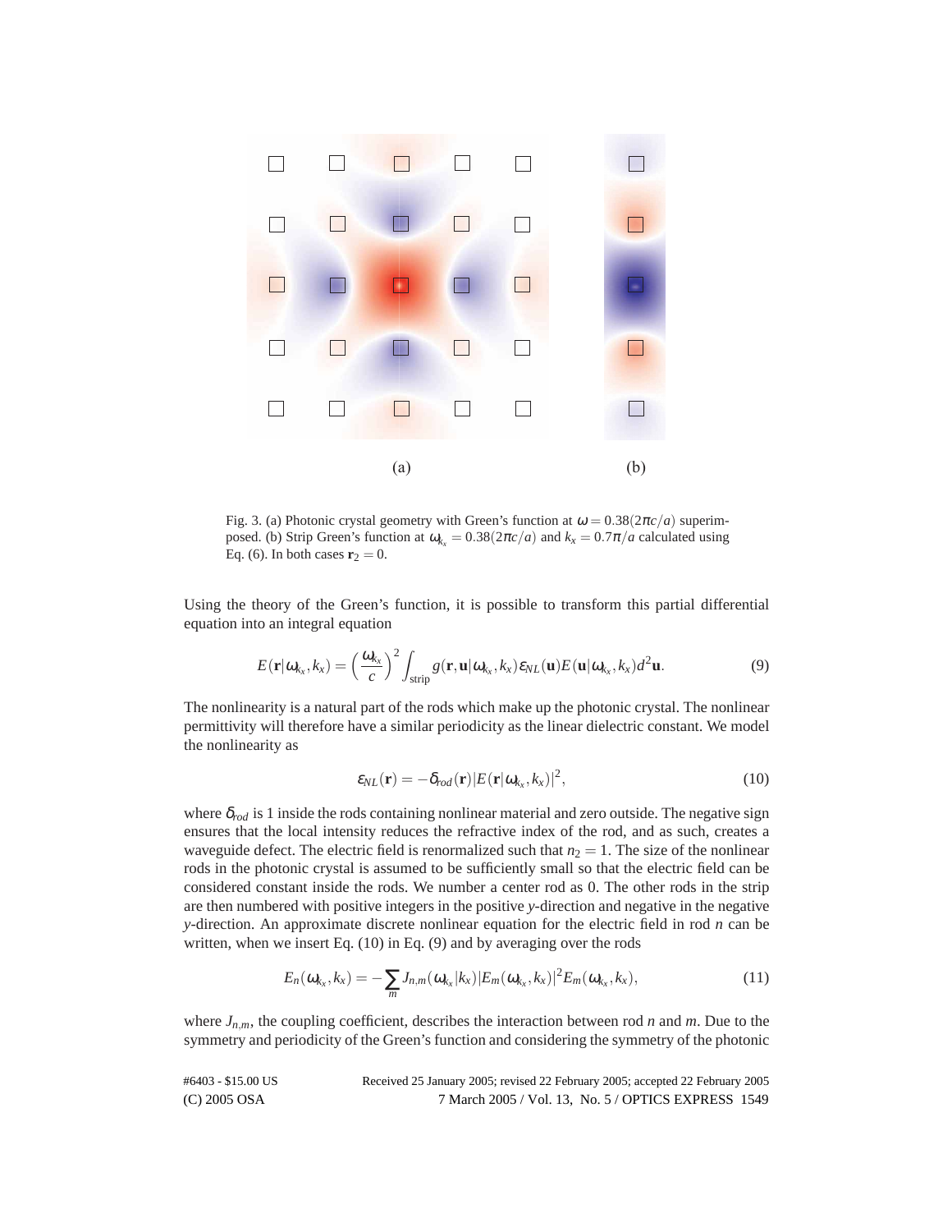(a) (b)

Fig. 3. (a) Photonic crystal geometry with Green's function at $\omega = 0.38(2\pi c/a)$ superimposed. (b) Strip Green's function at $\omega_{k_x} = 0.38(2\pi c/a)$ and $k_x = 0.7\pi/a$ calculated using Eq. (6). In both cases $\mathbf{r}_2 = 0$.

Using the theory of the Green's function, it is possible to transform this partial differential equation into an integral equation

$$E(\mathbf{r}|\omega_{k_x}, k_x) = \left(\frac{\omega_{k_x}}{c}\right)^2 \int_{\text{strip}} g(\mathbf{r}, \mathbf{u}|\omega_{k_x}, k_x)\varepsilon_{NL}(\mathbf{u})E(\mathbf{u}|\omega_{k_x}, k_x)d^2\mathbf{u}. \tag{9}$$

The nonlinearity is a natural part of the rods which make up the photonic crystal. The nonlinear permittivity will therefore have a similar periodicity as the linear dielectric constant. We model the nonlinearity as

$$\varepsilon_{NL}(\mathbf{r}) = -\delta_{rod}(\mathbf{r})|E(\mathbf{r}|\omega_{k_x}, k_x)|^2, \tag{10}$$

where $\delta_{rod}$ is 1 inside the rods containing nonlinear material and zero outside. The negative sign ensures that the local intensity reduces the refractive index of the rod, and as such, creates a waveguide defect. The electric field is renormalized such that $n_2 = 1$. The size of the nonlinear rods in the photonic crystal is assumed to be sufficiently small so that the electric field can be considered constant inside the rods. We number a center rod as 0. The other rods in the strip are then numbered with positive integers in the positive $y$-direction and negative in the negative $y$-direction. An approximate discrete nonlinear equation for the electric field in rod $n$ can be written, when we insert Eq. (10) in Eq. (9) and by averaging over the rods

$$E_n(\omega_{k_x}, k_x) = -\sum_m J_{n,m}(\omega_{k_x}|k_x)|E_m(\omega_{k_x}, k_x)|^2 E_m(\omega_{k_x}, k_x), \tag{11}$$

where $J_{n,m}$, the coupling coefficient, describes the interaction between rod $n$ and $m$. Due to the symmetry and periodicity of the Green's function and considering the symmetry of the photonic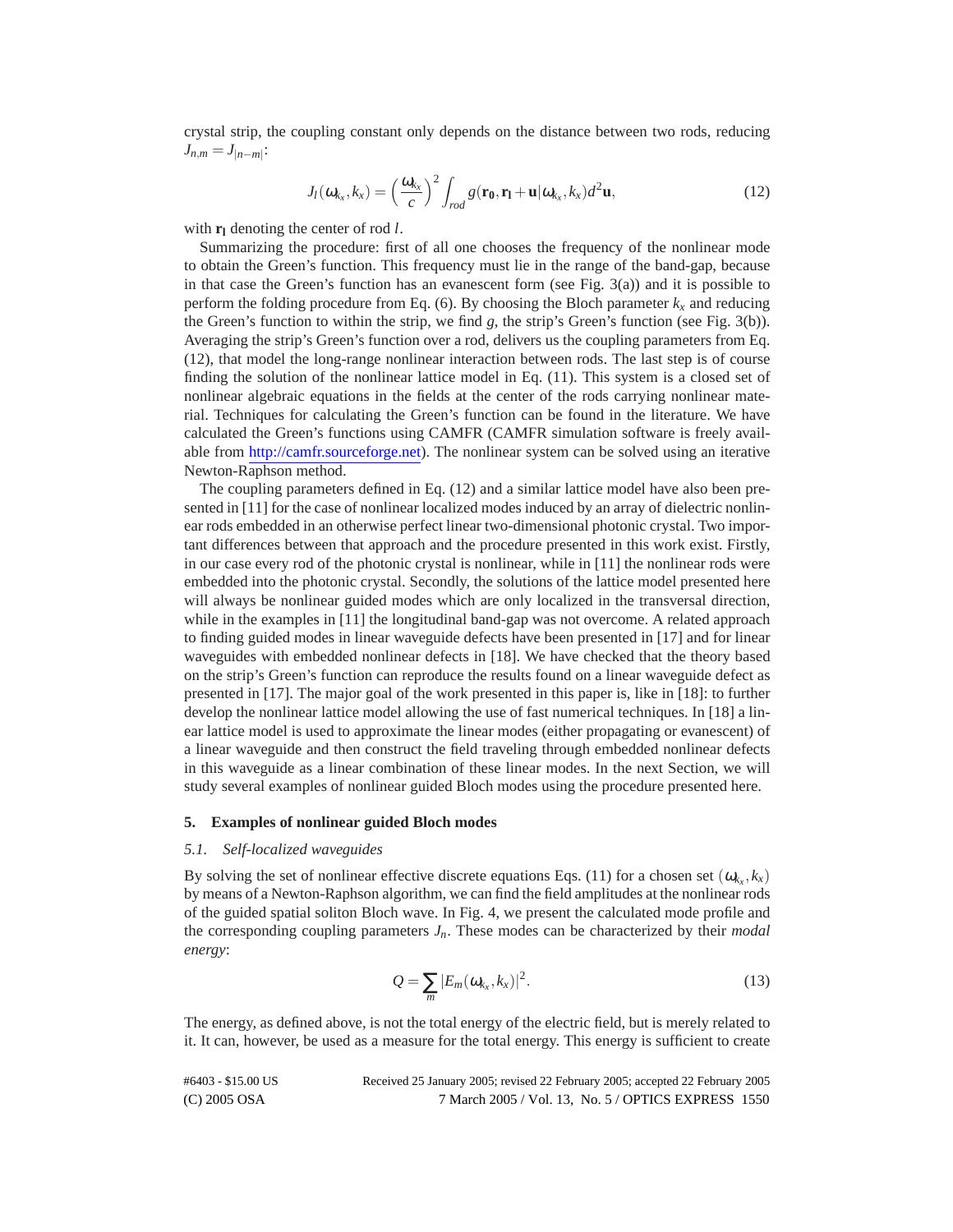crystal strip, the coupling constant only depends on the distance between two rods, reducing $J_{n,m} = J_{|n-m|}$:

$$J_l(\omega_{k_x}, k_x) = \left(\frac{\omega_{k_x}}{c}\right)^2 \int_{rod} g(\mathbf{r_0}, \mathbf{r_l} + \mathbf{u}|\omega_{k_x}, k_x) d^2\mathbf{u}, \tag{12}$$

with $\mathbf{r_l}$ denoting the center of rod $l$.

Summarizing the procedure: first of all one chooses the frequency of the nonlinear mode to obtain the Green's function. This frequency must lie in the range of the band-gap, because in that case the Green's function has an evanescent form (see Fig. 3(a)) and it is possible to perform the folding procedure from Eq. (6). By choosing the Bloch parameter $k_x$ and reducing the Green's function to within the strip, we find $g$, the strip's Green's function (see Fig. 3(b)). Averaging the strip's Green's function over a rod, delivers us the coupling parameters from Eq. (12), that model the long-range nonlinear interaction between rods. The last step is of course finding the solution of the nonlinear lattice model in Eq. (11). This system is a closed set of nonlinear algebraic equations in the fields at the center of the rods carrying nonlinear material. Techniques for calculating the Green's function can be found in the literature. We have calculated the Green's functions using CAMFR (CAMFR simulation software is freely available from http://camfr.sourceforge.net). The nonlinear system can be solved using an iterative Newton-Raphson method.

The coupling parameters defined in Eq. (12) and a similar lattice model have also been presented in [11] for the case of nonlinear localized modes induced by an array of dielectric nonlinear rods embedded in an otherwise perfect linear two-dimensional photonic crystal. Two important differences between that approach and the procedure presented in this work exist. Firstly, in our case every rod of the photonic crystal is nonlinear, while in [11] the nonlinear rods were embedded into the photonic crystal. Secondly, the solutions of the lattice model presented here will always be nonlinear guided modes which are only localized in the transversal direction, while in the examples in [11] the longitudinal band-gap was not overcome. A related approach to finding guided modes in linear waveguide defects have been presented in [17] and for linear waveguides with embedded nonlinear defects in [18]. We have checked that the theory based on the strip's Green's function can reproduce the results found on a linear waveguide defect as presented in [17]. The major goal of the work presented in this paper is, like in [18]: to further develop the nonlinear lattice model allowing the use of fast numerical techniques. In [18] a linear lattice model is used to approximate the linear modes (either propagating or evanescent) of a linear waveguide and then construct the field traveling through embedded nonlinear defects in this waveguide as a linear combination of these linear modes. In the next Section, we will study several examples of nonlinear guided Bloch modes using the procedure presented here.

## 5. Examples of nonlinear guided Bloch modes

### *5.1. Self-localized waveguides*

By solving the set of nonlinear effective discrete equations Eqs. (11) for a chosen set $(\omega_{k_x}, k_x)$ by means of a Newton-Raphson algorithm, we can find the field amplitudes at the nonlinear rods of the guided spatial soliton Bloch wave. In Fig. 4, we present the calculated mode profile and the corresponding coupling parameters $J_n$. These modes can be characterized by their *modal energy*:

$$Q = \sum_m |E_m(\omega_{k_x}, k_x)|^2. \tag{13}$$

The energy, as defined above, is not the total energy of the electric field, but is merely related to it. It can, however, be used as a measure for the total energy. This energy is sufficient to create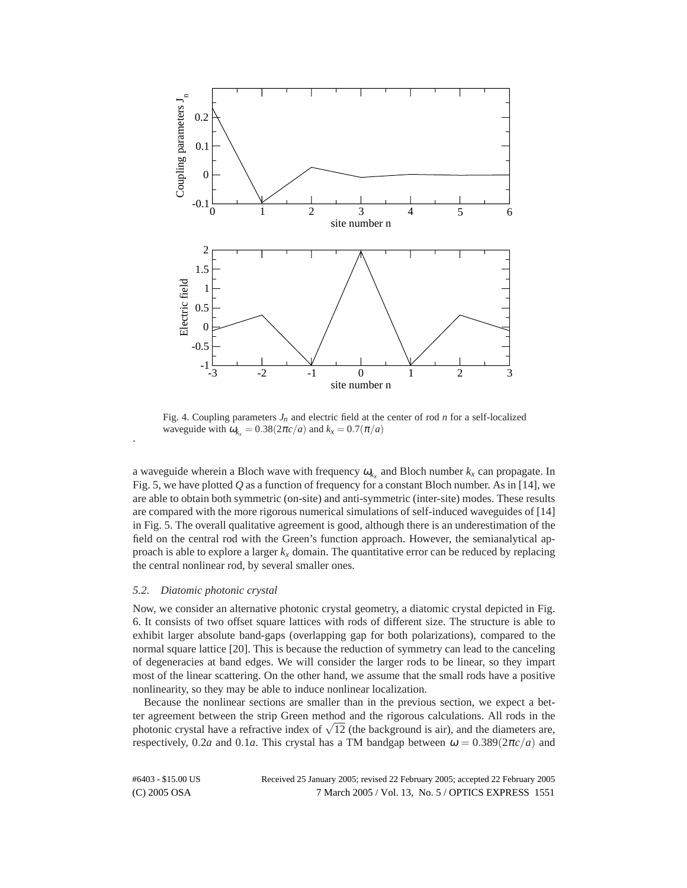Fig. 4. Coupling parameters $J_n$ and electric field at the center of rod $n$ for a self-localized waveguide with $\omega_{k_x} = 0.38(2\pi c/a)$ and $k_x = 0.7(\pi/a)$

.

a waveguide wherein a Bloch wave with frequency $\omega_{k_x}$ and Bloch number $k_x$ can propagate. In Fig. 5, we have plotted $Q$ as a function of frequency for a constant Bloch number. As in [14], we are able to obtain both symmetric (on-site) and anti-symmetric (inter-site) modes. These results are compared with the more rigorous numerical simulations of self-induced waveguides of [14] in Fig. 5. The overall qualitative agreement is good, although there is an underestimation of the field on the central rod with the Green's function approach. However, the semianalytical approach is able to explore a larger $k_x$ domain. The quantitative error can be reduced by replacing the central nonlinear rod, by several smaller ones.

### 5.2. Diatomic photonic crystal

Now, we consider an alternative photonic crystal geometry, a diatomic crystal depicted in Fig. 6. It consists of two offset square lattices with rods of different size. The structure is able to exhibit larger absolute band-gaps (overlapping gap for both polarizations), compared to the normal square lattice [20]. This is because the reduction of symmetry can lead to the canceling of degeneracies at band edges. We will consider the larger rods to be linear, so they impart most of the linear scattering. On the other hand, we assume that the small rods have a positive nonlinearity, so they may be able to induce nonlinear localization.

Because the nonlinear sections are smaller than in the previous section, we expect a better agreement between the strip Green method and the rigorous calculations. All rods in the photonic crystal have a refractive index of $\sqrt{12}$ (the background is air), and the diameters are, respectively, $0.2a$ and $0.1a$. This crystal has a TM bandgap between $\omega = 0.389(2\pi c/a)$ and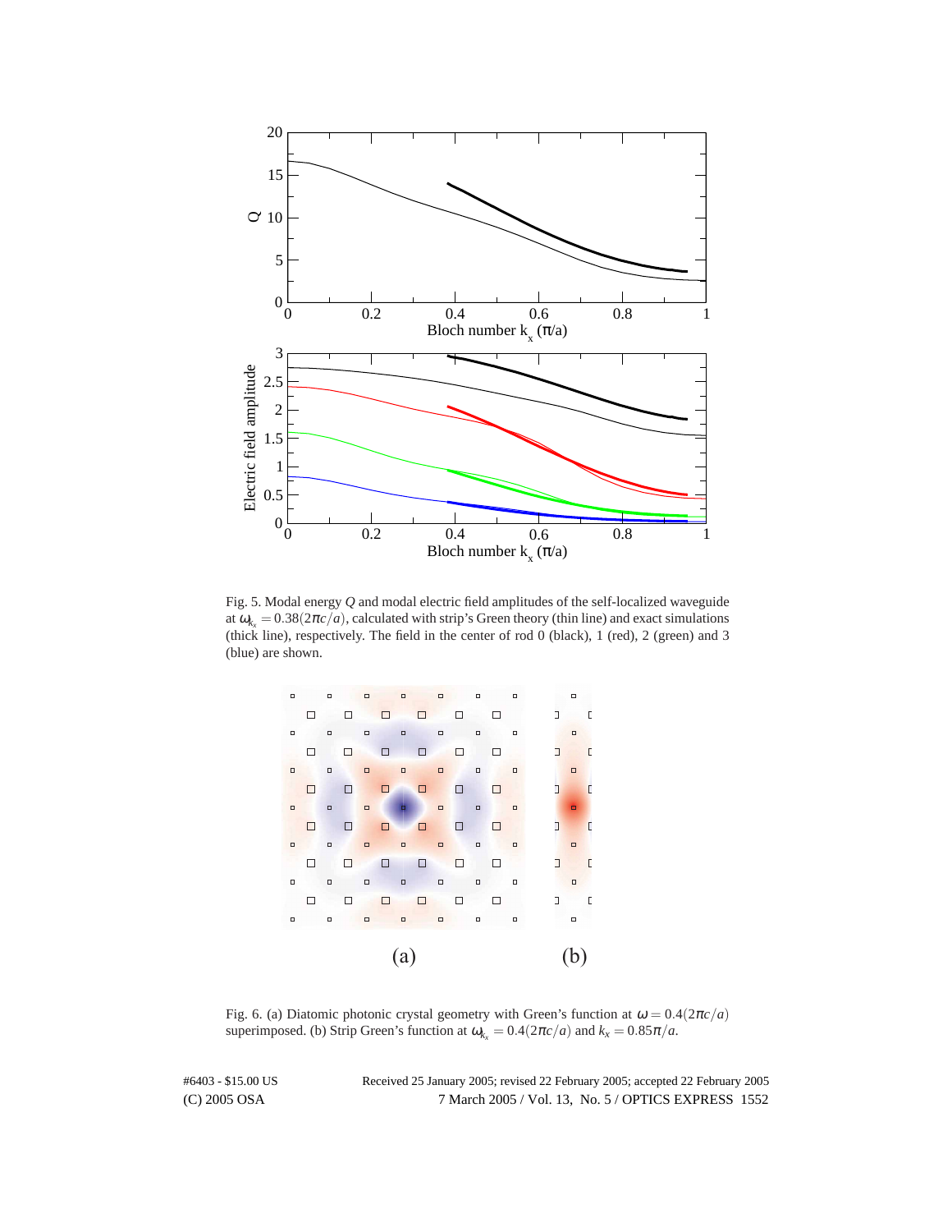Fig. 5. Modal energy $Q$ and modal electric field amplitudes of the self-localized waveguide at $\omega_{k_x} = 0.38(2\pi c/a)$, calculated with strip's Green theory (thin line) and exact simulations (thick line), respectively. The field in the center of rod 0 (black), 1 (red), 2 (green) and 3 (blue) are shown.

Fig. 6. (a) Diatomic photonic crystal geometry with Green's function at $\omega = 0.4(2\pi c/a)$ superimposed. (b) Strip Green's function at $\omega_{k_x} = 0.4(2\pi c/a)$ and $k_x = 0.85\pi/a$.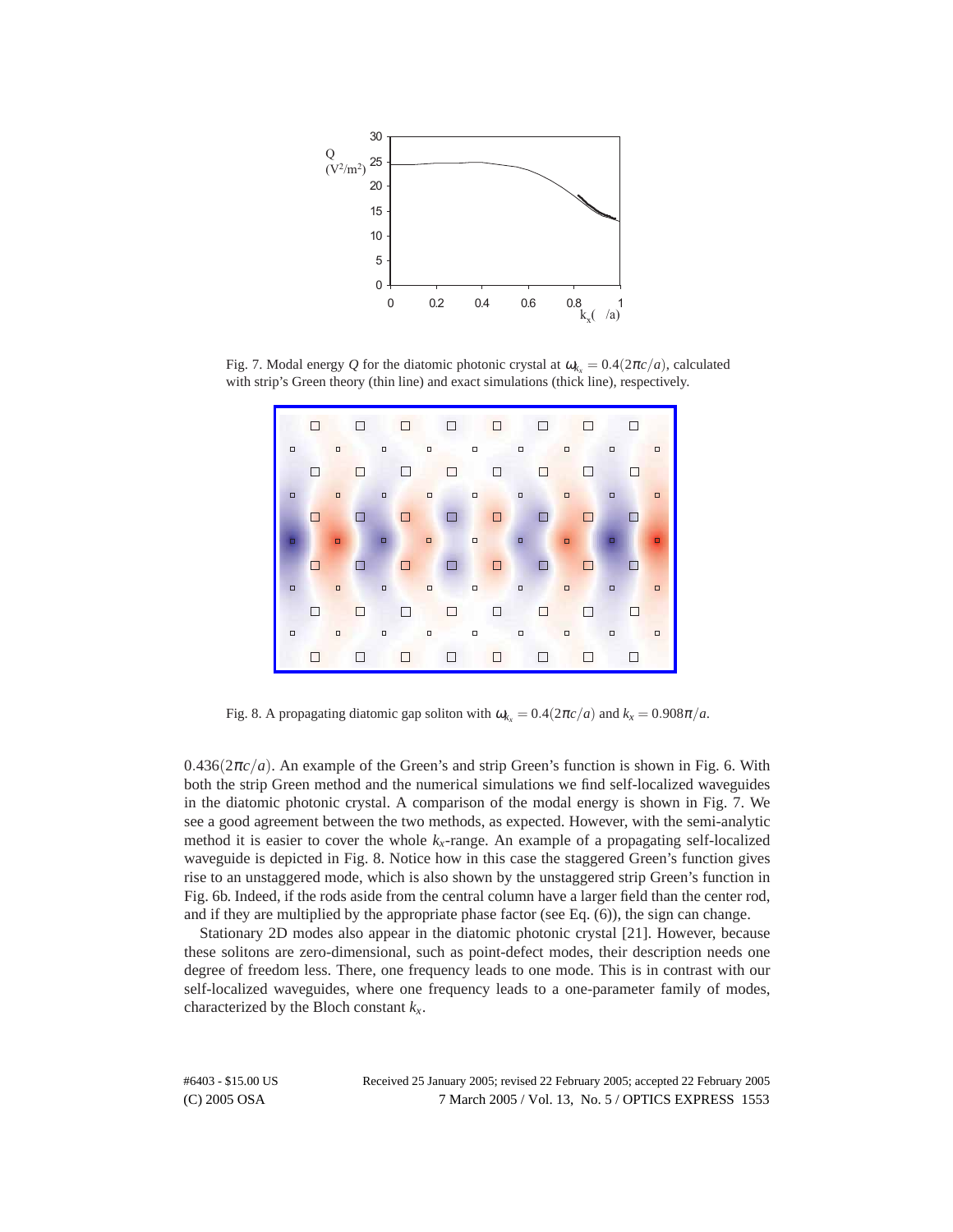Fig. 7. Modal energy $Q$ for the diatomic photonic crystal at $\omega_{k_x} = 0.4(2\pi c/a)$, calculated with strip's Green theory (thin line) and exact simulations (thick line), respectively.

Fig. 8. A propagating diatomic gap soliton with $\omega_{k_x} = 0.4(2\pi c/a)$ and $k_x = 0.908\pi/a$.

$0.436(2\pi c/a)$. An example of the Green's and strip Green's function is shown in Fig. 6. With both the strip Green method and the numerical simulations we find self-localized waveguides in the diatomic photonic crystal. A comparison of the modal energy is shown in Fig. 7. We see a good agreement between the two methods, as expected. However, with the semi-analytic method it is easier to cover the whole $k_x$-range. An example of a propagating self-localized waveguide is depicted in Fig. 8. Notice how in this case the staggered Green's function gives rise to an unstaggered mode, which is also shown by the unstaggered strip Green's function in Fig. 6b. Indeed, if the rods aside from the central column have a larger field than the center rod, and if they are multiplied by the appropriate phase factor (see Eq. (6)), the sign can change.

Stationary 2D modes also appear in the diatomic photonic crystal [21]. However, because these solitons are zero-dimensional, such as point-defect modes, their description needs one degree of freedom less. There, one frequency leads to one mode. This is in contrast with our self-localized waveguides, where one frequency leads to a one-parameter family of modes, characterized by the Bloch constant $k_x$.

#6403 - $15.00 US Received 25 January 2005; revised 22 February 2005; accepted 22 February 2005
(C) 2005 OSA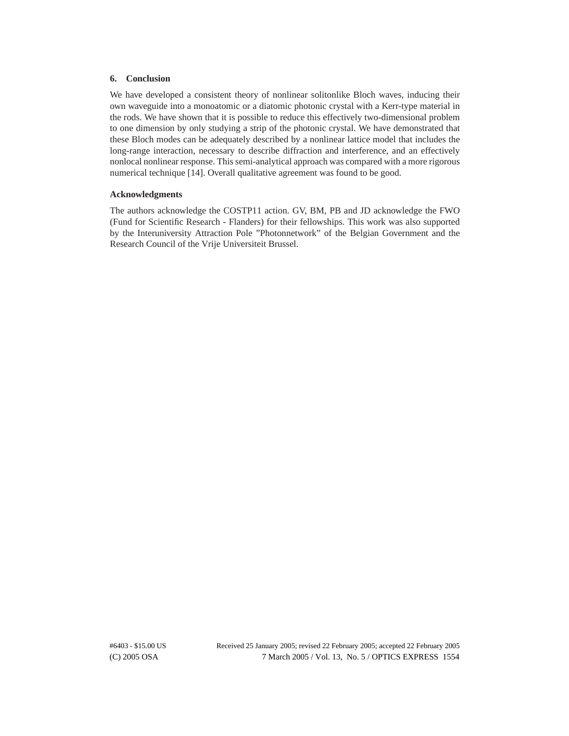## 6. Conclusion

We have developed a consistent theory of nonlinear solitonlike Bloch waves, inducing their own waveguide into a monoatomic or a diatomic photonic crystal with a Kerr-type material in the rods. We have shown that it is possible to reduce this effectively two-dimensional problem to one dimension by only studying a strip of the photonic crystal. We have demonstrated that these Bloch modes can be adequately described by a nonlinear lattice model that includes the long-range interaction, necessary to describe diffraction and interference, and an effectively nonlocal nonlinear response. This semi-analytical approach was compared with a more rigorous numerical technique [14]. Overall qualitative agreement was found to be good.

### Acknowledgments

The authors acknowledge the COSTP11 action. GV, BM, PB and JD acknowledge the FWO (Fund for Scientific Research - Flanders) for their fellowships. This work was also supported by the Interuniversity Attraction Pole "Photonnetwork" of the Belgian Government and the Research Council of the Vrije Universiteit Brussel.